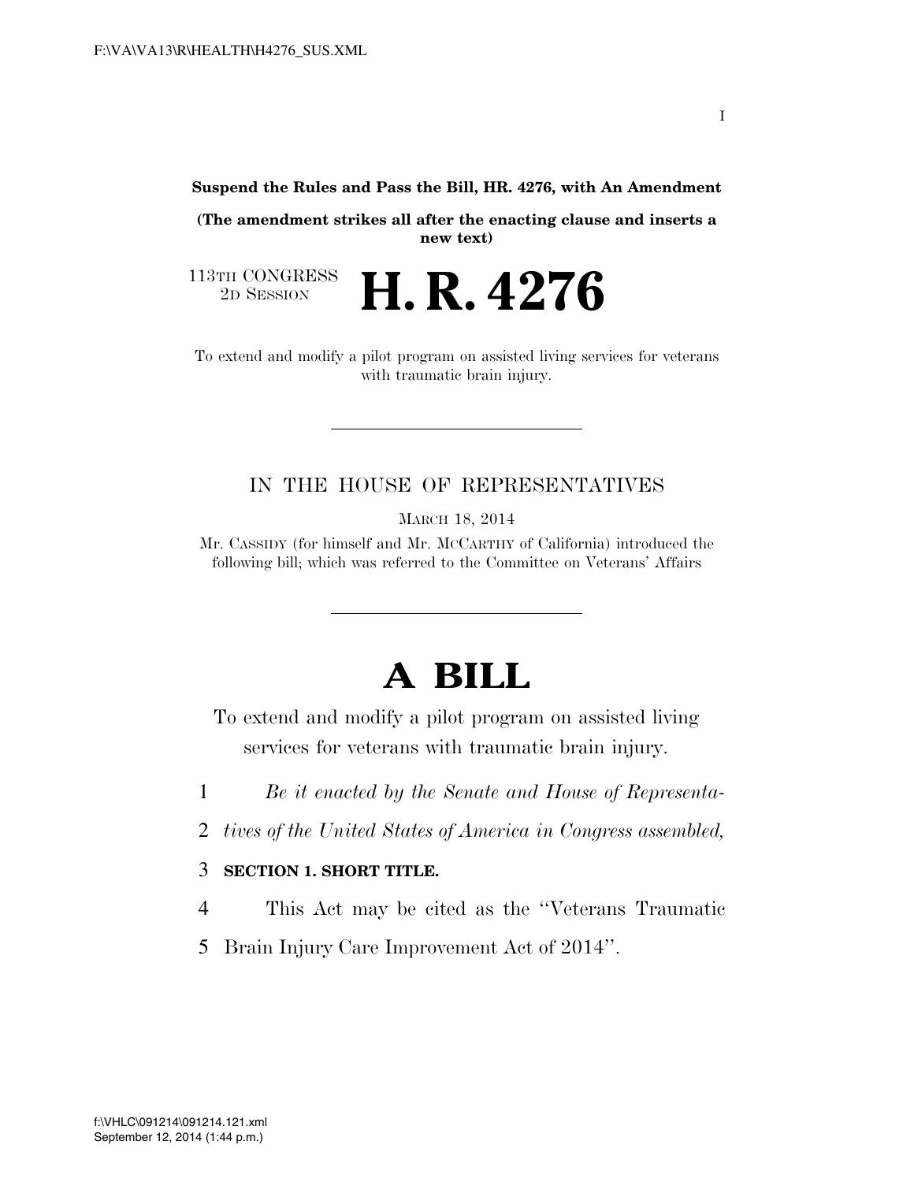**Suspend the Rules and Pass the Bill, HR. 4276, with An Amendment**

**(The amendment strikes all after the enacting clause and inserts a new text)**

113TH CONGRESS
2D SESSION

# H. R. 4276

To extend and modify a pilot program on assisted living services for veterans with traumatic brain injury.

IN THE HOUSE OF REPRESENTATIVES

MARCH 18, 2014

Mr. CASSIDY (for himself and Mr. MCCARTHY of California) introduced the following bill; which was referred to the Committee on Veterans' Affairs

# A BILL

To extend and modify a pilot program on assisted living services for veterans with traumatic brain injury.

1 *Be it enacted by the Senate and House of Representa-*

2 *tives of the United States of America in Congress assembled,*

3 **SECTION 1. SHORT TITLE.**

4 This Act may be cited as the ''Veterans Traumatic

5 Brain Injury Care Improvement Act of 2014''.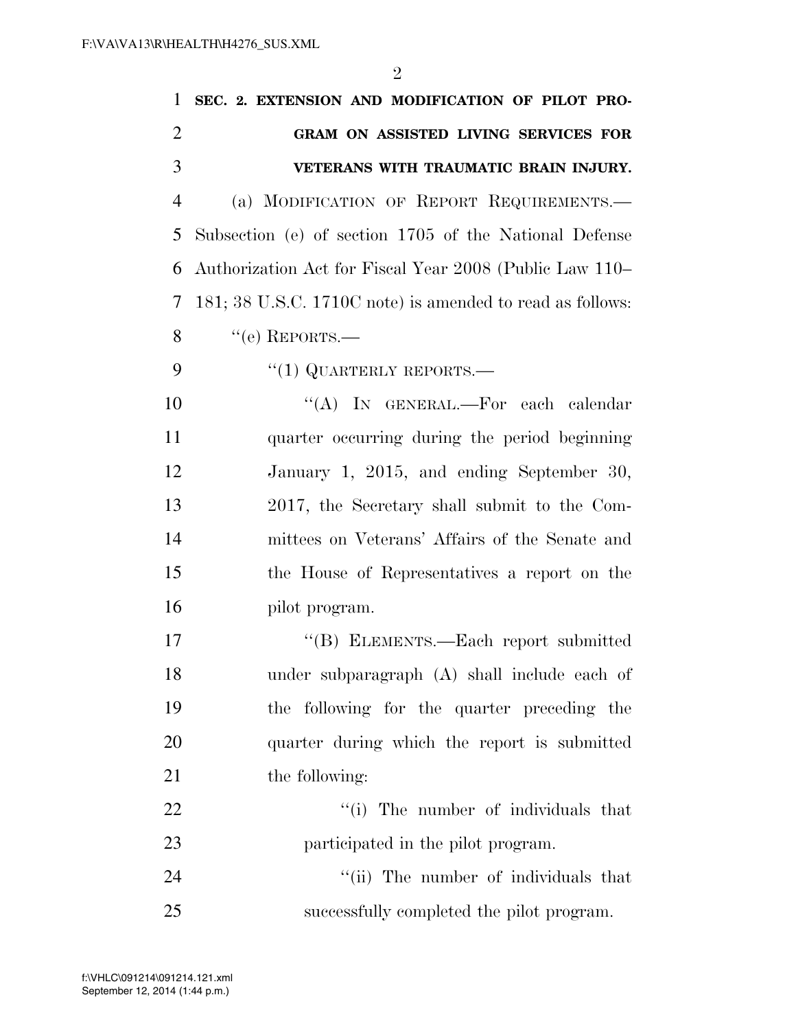**SEC. 2. EXTENSION AND MODIFICATION OF PILOT PROGRAM ON ASSISTED LIVING SERVICES FOR VETERANS WITH TRAUMATIC BRAIN INJURY.**

(a) MODIFICATION OF REPORT REQUIREMENTS.—Subsection (e) of section 1705 of the National Defense Authorization Act for Fiscal Year 2008 (Public Law 110–181; 38 U.S.C. 1710C note) is amended to read as follows:

"(e) REPORTS.—

"(1) QUARTERLY REPORTS.—

"(A) IN GENERAL.—For each calendar quarter occurring during the period beginning January 1, 2015, and ending September 30, 2017, the Secretary shall submit to the Committees on Veterans' Affairs of the Senate and the House of Representatives a report on the pilot program.

"(B) ELEMENTS.—Each report submitted under subparagraph (A) shall include each of the following for the quarter preceding the quarter during which the report is submitted the following:

"(i) The number of individuals that participated in the pilot program.

"(ii) The number of individuals that successfully completed the pilot program.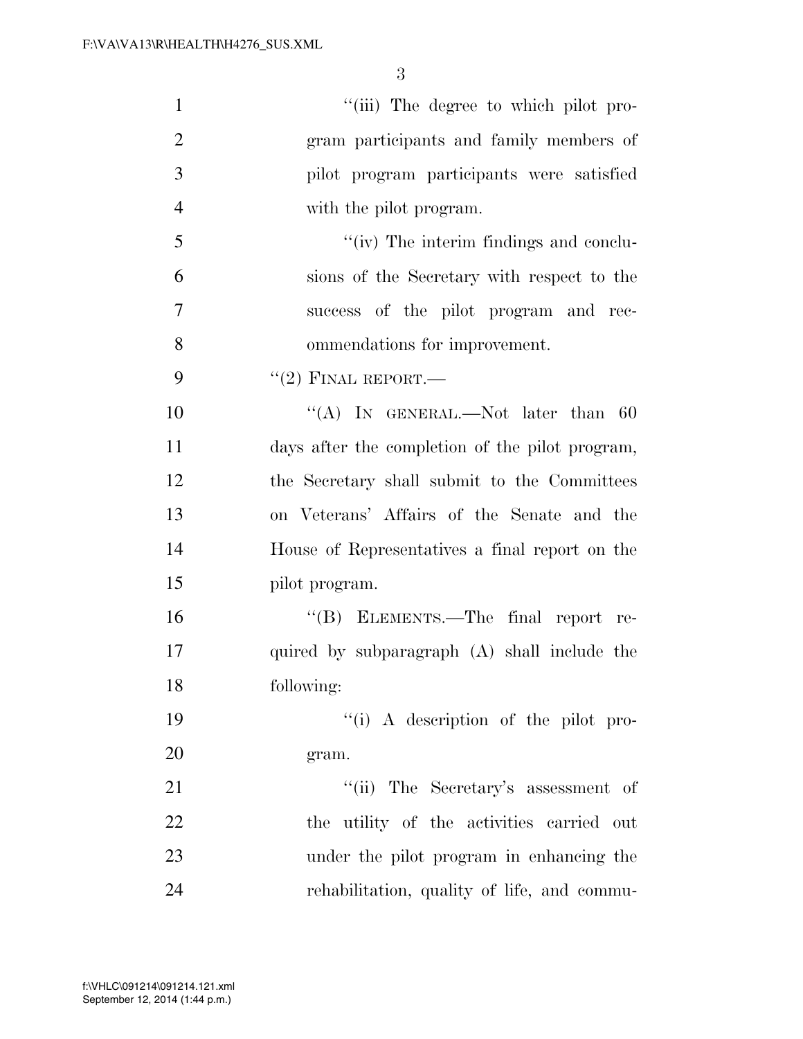"(iii) The degree to which pilot program participants and family members of pilot program participants were satisfied with the pilot program.

"(iv) The interim findings and conclusions of the Secretary with respect to the success of the pilot program and recommendations for improvement.

"(2) FINAL REPORT.—

"(A) IN GENERAL.—Not later than 60 days after the completion of the pilot program, the Secretary shall submit to the Committees on Veterans' Affairs of the Senate and the House of Representatives a final report on the pilot program.

"(B) ELEMENTS.—The final report required by subparagraph (A) shall include the following:

"(i) A description of the pilot program.

"(ii) The Secretary's assessment of the utility of the activities carried out under the pilot program in enhancing the rehabilitation, quality of life, and commu-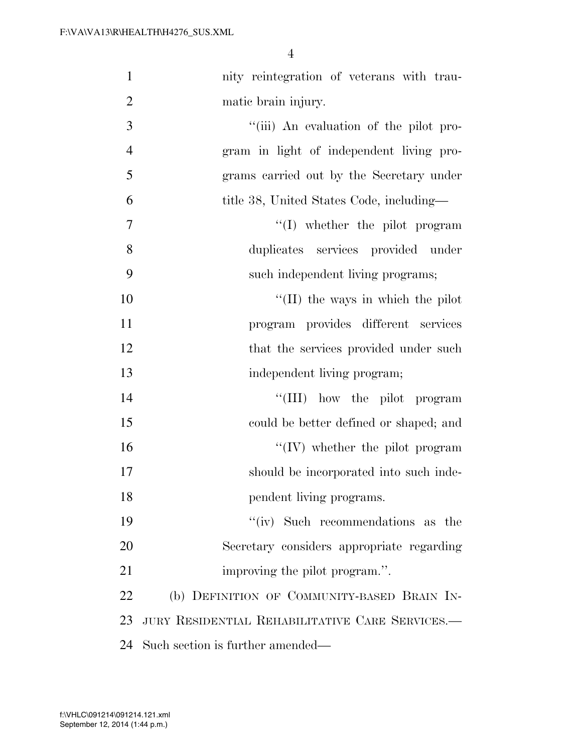nity reintegration of veterans with traumatic brain injury.

"(iii) An evaluation of the pilot program in light of independent living programs carried out by the Secretary under title 38, United States Code, including—

"(I) whether the pilot program duplicates services provided under such independent living programs;

"(II) the ways in which the pilot program provides different services that the services provided under such independent living program;

"(III) how the pilot program could be better defined or shaped; and

"(IV) whether the pilot program should be incorporated into such independent living programs.

"(iv) Such recommendations as the Secretary considers appropriate regarding improving the pilot program.".

(b) DEFINITION OF COMMUNITY-BASED BRAIN INJURY RESIDENTIAL REHABILITATIVE CARE SERVICES.—Such section is further amended—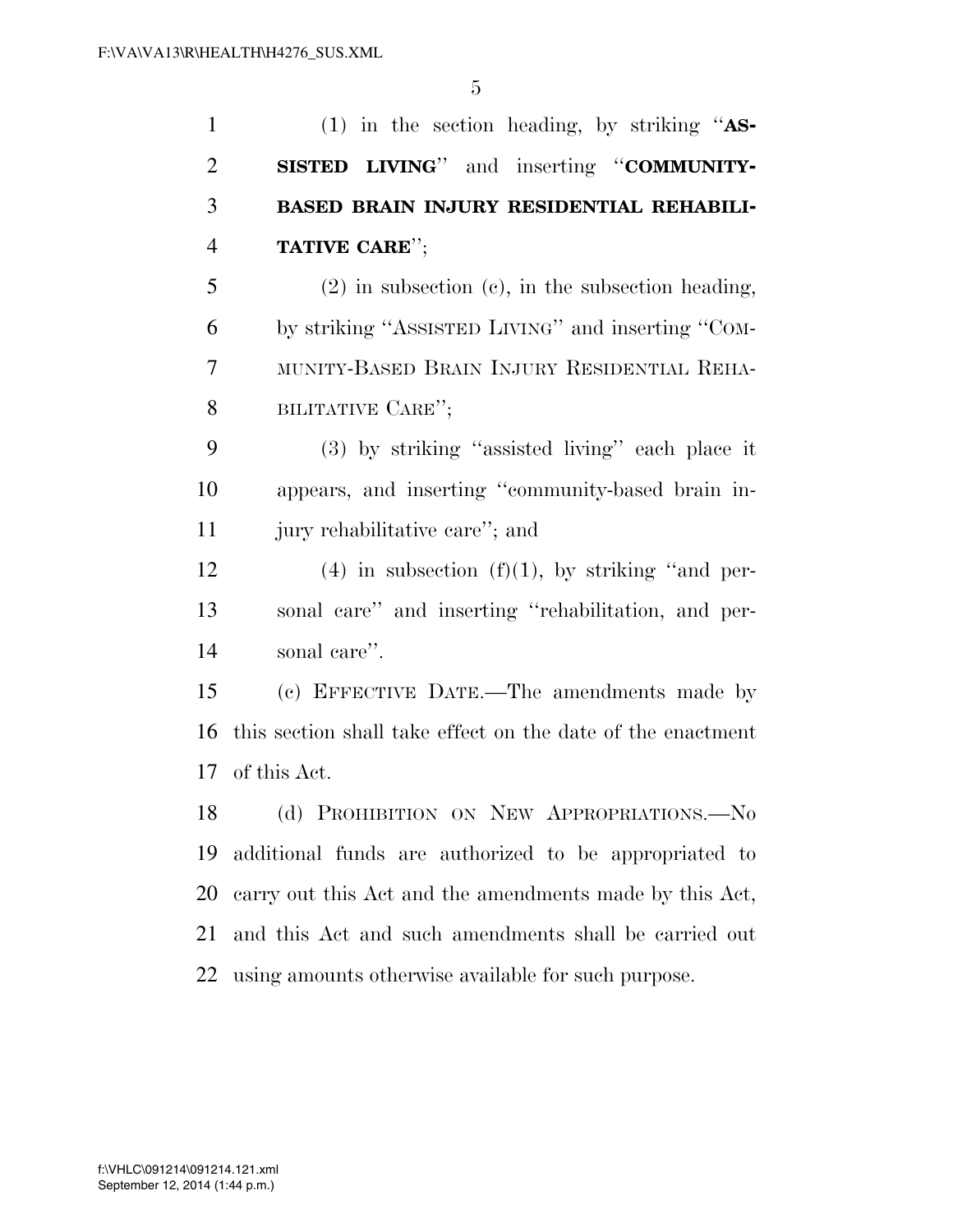(1) in the section heading, by striking "**ASSISTED LIVING**" and inserting "**COMMUNITY-BASED BRAIN INJURY RESIDENTIAL REHABILITATIVE CARE**";

(2) in subsection (c), in the subsection heading, by striking "ASSISTED LIVING" and inserting "COMMUNITY-BASED BRAIN INJURY RESIDENTIAL REHABILITATIVE CARE";

(3) by striking "assisted living" each place it appears, and inserting "community-based brain injury rehabilitative care"; and

(4) in subsection (f)(1), by striking "and personal care" and inserting "rehabilitation, and personal care".

(c) EFFECTIVE DATE.—The amendments made by this section shall take effect on the date of the enactment of this Act.

(d) PROHIBITION ON NEW APPROPRIATIONS.—No additional funds are authorized to be appropriated to carry out this Act and the amendments made by this Act, and this Act and such amendments shall be carried out using amounts otherwise available for such purpose.